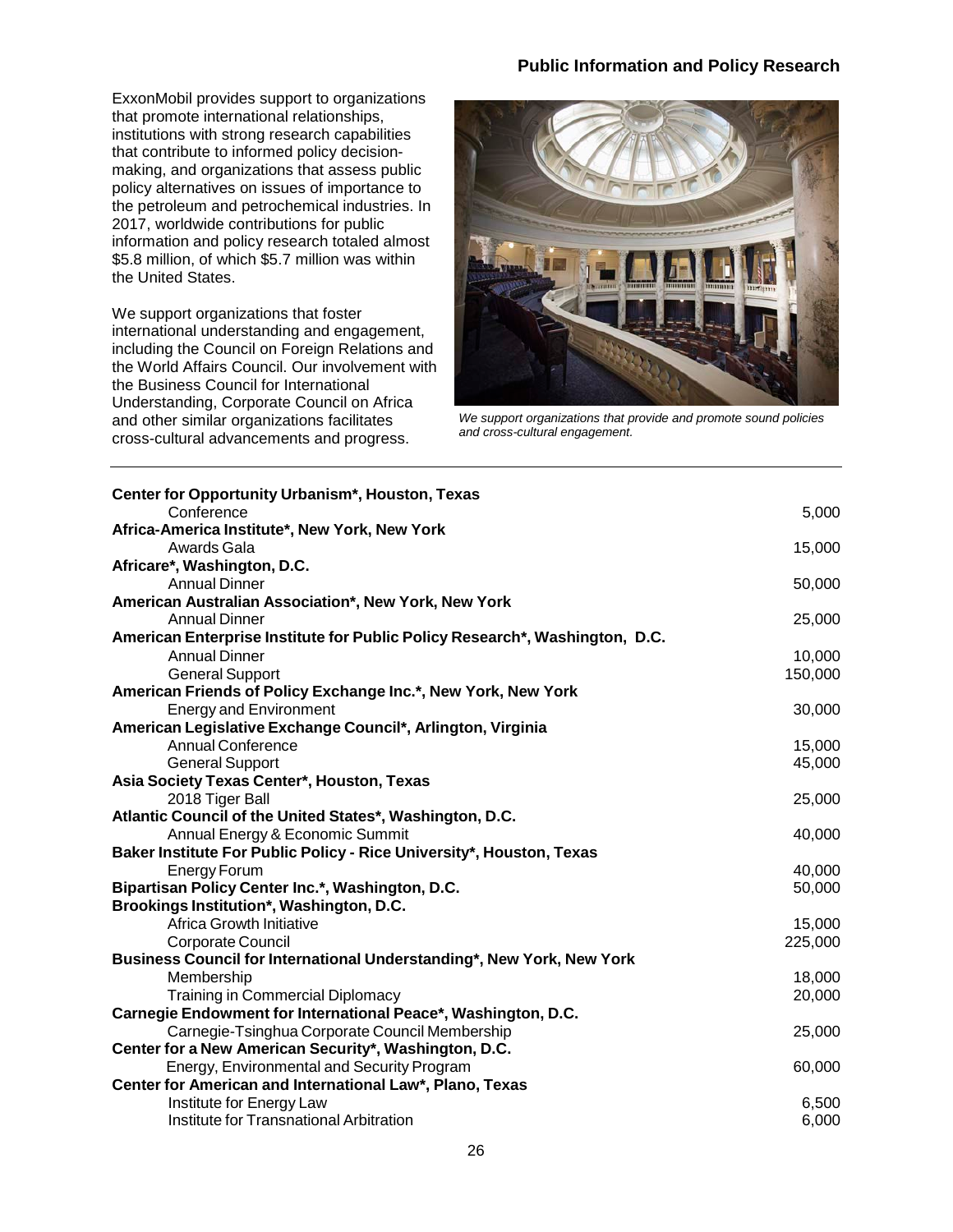## Public Information and Policy Research

ExxonMobil provides support to organizations that promote international relationships, institutions with strong research capabilities that contribute to informed policy decision-making, and organizations that assess public policy alternatives on issues of importance to the petroleum and petrochemical industries. In 2017, worldwide contributions for public information and policy research totaled almost $5.8 million, of which $5.7 million was within the United States.

We support organizations that foster international understanding and engagement, including the Council on Foreign Relations and the World Affairs Council. Our involvement with the Business Council for International Understanding, Corporate Council on Africa and other similar organizations facilitates cross-cultural advancements and progress.

*We support organizations that provide and promote sound policies and cross-cultural engagement.*

| | |
|---|---|
| **Center for Opportunity Urbanism*, Houston, Texas** | |
| Conference | 5,000 |
| **Africa-America Institute*, New York, New York** | |
| Awards Gala | 15,000 |
| **Africare*, Washington, D.C.** | |
| Annual Dinner | 50,000 |
| **American Australian Association*, New York, New York** | |
| Annual Dinner | 25,000 |
| **American Enterprise Institute for Public Policy Research*, Washington, D.C.** | |
| Annual Dinner | 10,000 |
| General Support | 150,000 |
| **American Friends of Policy Exchange Inc.*, New York, New York** | |
| Energy and Environment | 30,000 |
| **American Legislative Exchange Council*, Arlington, Virginia** | |
| Annual Conference | 15,000 |
| General Support | 45,000 |
| **Asia Society Texas Center*, Houston, Texas** | |
| 2018 Tiger Ball | 25,000 |
| **Atlantic Council of the United States*, Washington, D.C.** | |
| Annual Energy & Economic Summit | 40,000 |
| **Baker Institute For Public Policy - Rice University*, Houston, Texas** | |
| Energy Forum | 40,000 |
| **Bipartisan Policy Center Inc.*, Washington, D.C.** | 50,000 |
| **Brookings Institution*, Washington, D.C.** | |
| Africa Growth Initiative | 15,000 |
| Corporate Council | 225,000 |
| **Business Council for International Understanding*, New York, New York** | |
| Membership | 18,000 |
| Training in Commercial Diplomacy | 20,000 |
| **Carnegie Endowment for International Peace*, Washington, D.C.** | |
| Carnegie-Tsinghua Corporate Council Membership | 25,000 |
| **Center for a New American Security*, Washington, D.C.** | |
| Energy, Environmental and Security Program | 60,000 |
| **Center for American and International Law*, Plano, Texas** | |
| Institute for Energy Law | 6,500 |
| Institute for Transnational Arbitration | 6,000 |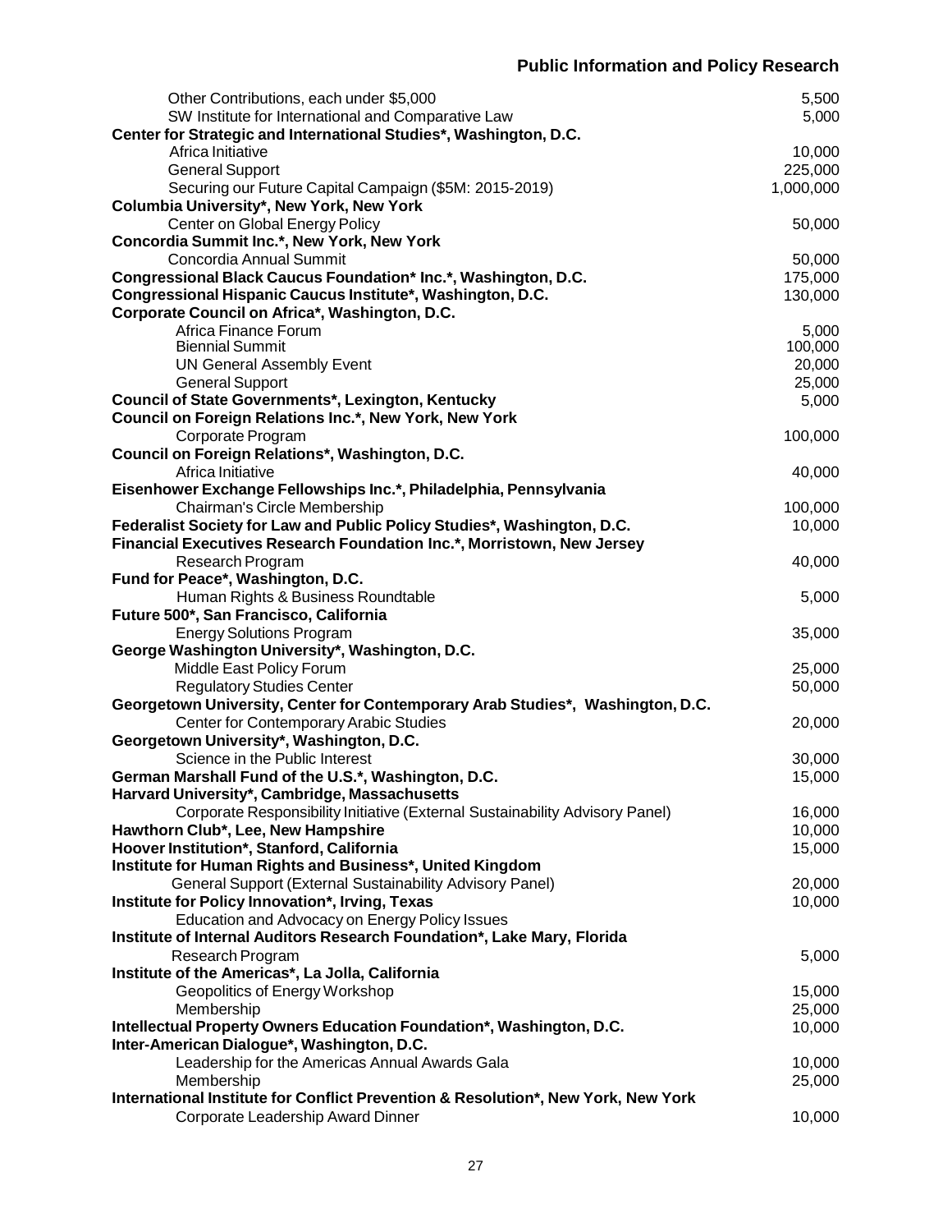| | |
|---|---|
| Other Contributions, each under $5,000 | 5,500 |
| SW Institute for International and Comparative Law | 5,000 |
| **Center for Strategic and International Studies*, Washington, D.C.** | |
| Africa Initiative | 10,000 |
| General Support | 225,000 |
| Securing our Future Capital Campaign ($5M: 2015-2019) | 1,000,000 |
| **Columbia University*, New York, New York** | |
| Center on Global Energy Policy | 50,000 |
| **Concordia Summit Inc.*, New York, New York** | |
| Concordia Annual Summit | 50,000 |
| **Congressional Black Caucus Foundation* Inc.*, Washington, D.C.** | 175,000 |
| **Congressional Hispanic Caucus Institute*, Washington, D.C.** | 130,000 |
| **Corporate Council on Africa*, Washington, D.C.** | |
| Africa Finance Forum | 5,000 |
| Biennial Summit | 100,000 |
| UN General Assembly Event | 20,000 |
| General Support | 25,000 |
| **Council of State Governments*, Lexington, Kentucky** | 5,000 |
| **Council on Foreign Relations Inc.*, New York, New York** | |
| Corporate Program | 100,000 |
| **Council on Foreign Relations*, Washington, D.C.** | |
| Africa Initiative | 40,000 |
| **Eisenhower Exchange Fellowships Inc.*, Philadelphia, Pennsylvania** | |
| Chairman's Circle Membership | 100,000 |
| **Federalist Society for Law and Public Policy Studies*, Washington, D.C.** | 10,000 |
| **Financial Executives Research Foundation Inc.*, Morristown, New Jersey** | |
| Research Program | 40,000 |
| **Fund for Peace*, Washington, D.C.** | |
| Human Rights & Business Roundtable | 5,000 |
| **Future 500*, San Francisco, California** | |
| Energy Solutions Program | 35,000 |
| **George Washington University*, Washington, D.C.** | |
| Middle East Policy Forum | 25,000 |
| Regulatory Studies Center | 50,000 |
| **Georgetown University, Center for Contemporary Arab Studies*, Washington, D.C.** | |
| Center for Contemporary Arabic Studies | 20,000 |
| **Georgetown University*, Washington, D.C.** | |
| Science in the Public Interest | 30,000 |
| **German Marshall Fund of the U.S.*, Washington, D.C.** | 15,000 |
| **Harvard University*, Cambridge, Massachusetts** | |
| Corporate Responsibility Initiative (External Sustainability Advisory Panel) | 16,000 |
| **Hawthorn Club*, Lee, New Hampshire** | 10,000 |
| **Hoover Institution*, Stanford, California** | 15,000 |
| **Institute for Human Rights and Business*, United Kingdom** | |
| General Support (External Sustainability Advisory Panel) | 20,000 |
| **Institute for Policy Innovation*, Irving, Texas** | 10,000 |
| Education and Advocacy on Energy Policy Issues | |
| **Institute of Internal Auditors Research Foundation*, Lake Mary, Florida** | |
| Research Program | 5,000 |
| **Institute of the Americas*, La Jolla, California** | |
| Geopolitics of Energy Workshop | 15,000 |
| Membership | 25,000 |
| **Intellectual Property Owners Education Foundation*, Washington, D.C.** | 10,000 |
| **Inter-American Dialogue*, Washington, D.C.** | |
| Leadership for the Americas Annual Awards Gala | 10,000 |
| Membership | 25,000 |
| **International Institute for Conflict Prevention & Resolution*, New York, New York** | |
| Corporate Leadership Award Dinner | 10,000 |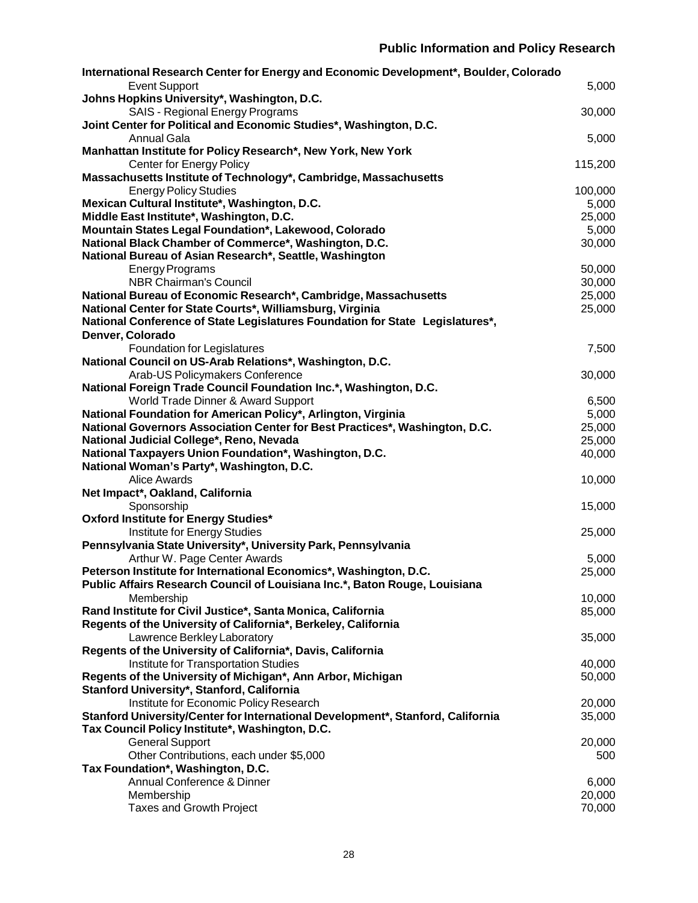## Public Information and Policy Research

| Organization / Program | Amount |
|---|---|
| **International Research Center for Energy and Economic Development*, Boulder, Colorado** | |
| Event Support | 5,000 |
| **Johns Hopkins University*, Washington, D.C.** | |
| SAIS - Regional Energy Programs | 30,000 |
| **Joint Center for Political and Economic Studies*, Washington, D.C.** | |
| Annual Gala | 5,000 |
| **Manhattan Institute for Policy Research*, New York, New York** | |
| Center for Energy Policy | 115,200 |
| **Massachusetts Institute of Technology*, Cambridge, Massachusetts** | |
| Energy Policy Studies | 100,000 |
| **Mexican Cultural Institute*, Washington, D.C.** | 5,000 |
| **Middle East Institute*, Washington, D.C.** | 25,000 |
| **Mountain States Legal Foundation*, Lakewood, Colorado** | 5,000 |
| **National Black Chamber of Commerce*, Washington, D.C.** | 30,000 |
| **National Bureau of Asian Research*, Seattle, Washington** | |
| Energy Programs | 50,000 |
| NBR Chairman's Council | 30,000 |
| **National Bureau of Economic Research*, Cambridge, Massachusetts** | 25,000 |
| **National Center for State Courts*, Williamsburg, Virginia** | 25,000 |
| **National Conference of State Legislatures Foundation for State Legislatures*, Denver, Colorado** | |
| Foundation for Legislatures | 7,500 |
| **National Council on US-Arab Relations*, Washington, D.C.** | |
| Arab-US Policymakers Conference | 30,000 |
| **National Foreign Trade Council Foundation Inc.*, Washington, D.C.** | |
| World Trade Dinner & Award Support | 6,500 |
| **National Foundation for American Policy*, Arlington, Virginia** | 5,000 |
| **National Governors Association Center for Best Practices*, Washington, D.C.** | 25,000 |
| **National Judicial College*, Reno, Nevada** | 25,000 |
| **National Taxpayers Union Foundation*, Washington, D.C.** | 40,000 |
| **National Woman's Party*, Washington, D.C.** | |
| Alice Awards | 10,000 |
| **Net Impact*, Oakland, California** | |
| Sponsorship | 15,000 |
| **Oxford Institute for Energy Studies*** | |
| Institute for Energy Studies | 25,000 |
| **Pennsylvania State University*, University Park, Pennsylvania** | |
| Arthur W. Page Center Awards | 5,000 |
| **Peterson Institute for International Economics*, Washington, D.C.** | 25,000 |
| **Public Affairs Research Council of Louisiana Inc.*, Baton Rouge, Louisiana** | |
| Membership | 10,000 |
| **Rand Institute for Civil Justice*, Santa Monica, California** | 85,000 |
| **Regents of the University of California*, Berkeley, California** | |
| Lawrence Berkley Laboratory | 35,000 |
| **Regents of the University of California*, Davis, California** | |
| Institute for Transportation Studies | 40,000 |
| **Regents of the University of Michigan*, Ann Arbor, Michigan** | 50,000 |
| **Stanford University*, Stanford, California** | |
| Institute for Economic Policy Research | 20,000 |
| **Stanford University/Center for International Development*, Stanford, California** | 35,000 |
| **Tax Council Policy Institute*, Washington, D.C.** | |
| General Support | 20,000 |
| Other Contributions, each under $5,000 | 500 |
| **Tax Foundation*, Washington, D.C.** | |
| Annual Conference & Dinner | 6,000 |
| Membership | 20,000 |
| Taxes and Growth Project | 70,000 |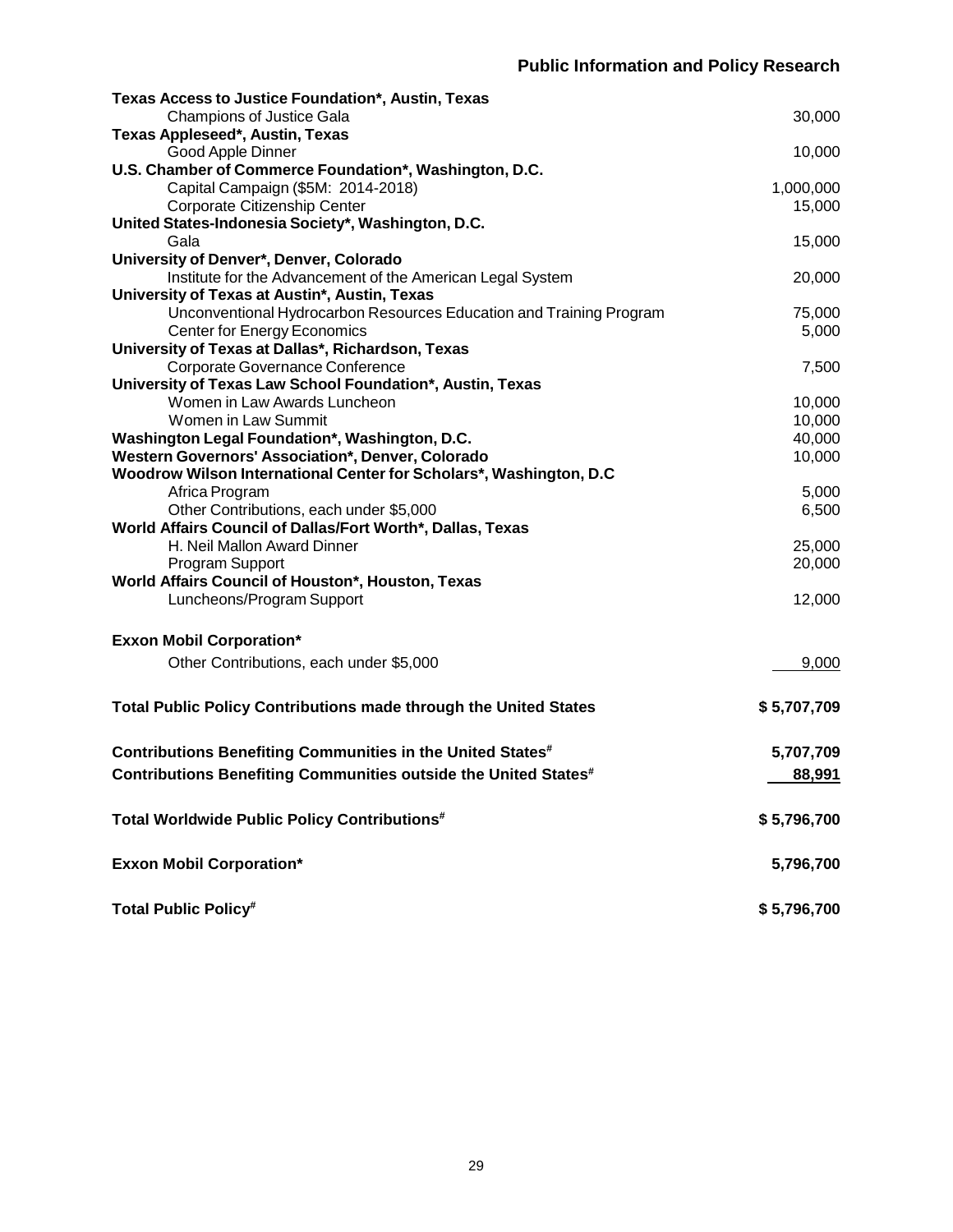| | |
|---|---|
| **Texas Access to Justice Foundation*, Austin, Texas** | |
| Champions of Justice Gala | 30,000 |
| **Texas Appleseed*, Austin, Texas** | |
| Good Apple Dinner | 10,000 |
| **U.S. Chamber of Commerce Foundation*, Washington, D.C.** | |
| Capital Campaign ($5M: 2014-2018) | 1,000,000 |
| Corporate Citizenship Center | 15,000 |
| **United States-Indonesia Society*, Washington, D.C.** | |
| Gala | 15,000 |
| **University of Denver*, Denver, Colorado** | |
| Institute for the Advancement of the American Legal System | 20,000 |
| **University of Texas at Austin*, Austin, Texas** | |
| Unconventional Hydrocarbon Resources Education and Training Program | 75,000 |
| Center for Energy Economics | 5,000 |
| **University of Texas at Dallas*, Richardson, Texas** | |
| Corporate Governance Conference | 7,500 |
| **University of Texas Law School Foundation*, Austin, Texas** | |
| Women in Law Awards Luncheon | 10,000 |
| Women in Law Summit | 10,000 |
| **Washington Legal Foundation*, Washington, D.C.** | 40,000 |
| **Western Governors' Association*, Denver, Colorado** | 10,000 |
| **Woodrow Wilson International Center for Scholars*, Washington, D.C** | |
| Africa Program | 5,000 |
| Other Contributions, each under $5,000 | 6,500 |
| **World Affairs Council of Dallas/Fort Worth*, Dallas, Texas** | |
| H. Neil Mallon Award Dinner | 25,000 |
| Program Support | 20,000 |
| **World Affairs Council of Houston*, Houston, Texas** | |
| Luncheons/Program Support | 12,000 |
| **Exxon Mobil Corporation*** | |
| Other Contributions, each under $5,000 | 9,000 |
| **Total Public Policy Contributions made through the United States** | **$ 5,707,709** |
| **Contributions Benefiting Communities in the United States#** | **5,707,709** |
| **Contributions Benefiting Communities outside the United States#** | **88,991** |
| **Total Worldwide Public Policy Contributions#** | **$ 5,796,700** |
| **Exxon Mobil Corporation*** | **5,796,700** |
| **Total Public Policy#** | **$ 5,796,700** |